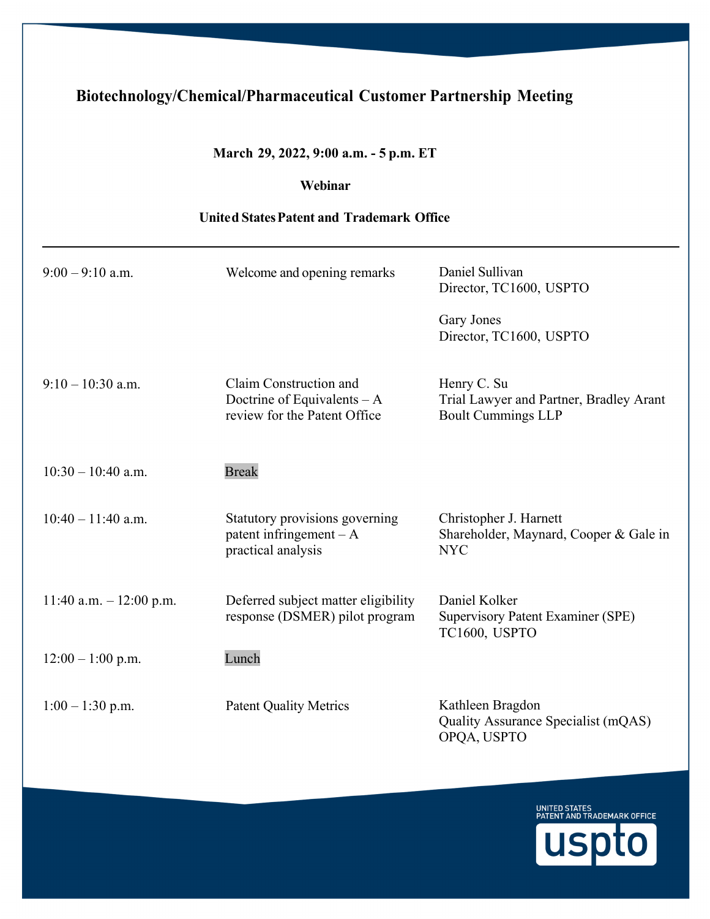# Biotechnology/Chemical/Pharmaceutical Customer Partnership Meeting

**March 29, 2022, 9:00 a.m. - 5 p.m. ET**

**Webinar**

**United States Patent and Trademark Office**

---

| Time | Session | Speaker |
|---|---|---|
| 9:00 – 9:10 a.m. | Welcome and opening remarks | Daniel Sullivan<br>Director, TC1600, USPTO<br><br>Gary Jones<br>Director, TC1600, USPTO |
| 9:10 – 10:30 a.m. | Claim Construction and Doctrine of Equivalents – A review for the Patent Office | Henry C. Su<br>Trial Lawyer and Partner, Bradley Arant Boult Cummings LLP |
| 10:30 – 10:40 a.m. | Break | |
| 10:40 – 11:40 a.m. | Statutory provisions governing patent infringement – A practical analysis | Christopher J. Harnett<br>Shareholder, Maynard, Cooper & Gale in NYC |
| 11:40 a.m. – 12:00 p.m. | Deferred subject matter eligibility response (DSMER) pilot program | Daniel Kolker<br>Supervisory Patent Examiner (SPE)<br>TC1600, USPTO |
| 12:00 – 1:00 p.m. | Lunch | |
| 1:00 – 1:30 p.m. | Patent Quality Metrics | Kathleen Bragdon<br>Quality Assurance Specialist (mQAS)<br>OPQA, USPTO |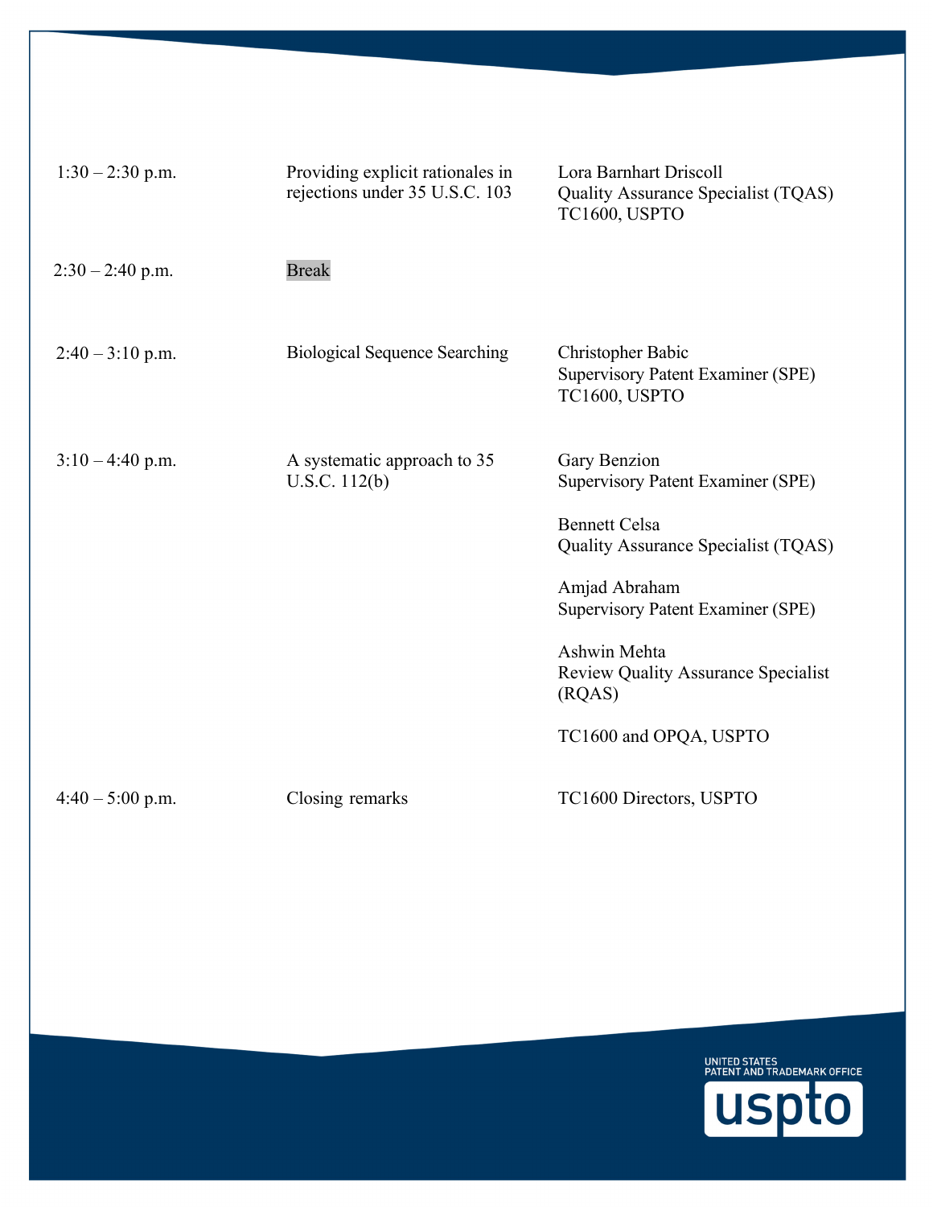| | | |
|---|---|---|
| 1:30 – 2:30 p.m. | Providing explicit rationales in rejections under 35 U.S.C. 103 | Lora Barnhart Driscoll<br>Quality Assurance Specialist (TQAS)<br>TC1600, USPTO |
| 2:30 – 2:40 p.m. | Break | |
| 2:40 – 3:10 p.m. | Biological Sequence Searching | Christopher Babic<br>Supervisory Patent Examiner (SPE)<br>TC1600, USPTO |
| 3:10 – 4:40 p.m. | A systematic approach to 35 U.S.C. 112(b) | Gary Benzion<br>Supervisory Patent Examiner (SPE)<br><br>Bennett Celsa<br>Quality Assurance Specialist (TQAS)<br><br>Amjad Abraham<br>Supervisory Patent Examiner (SPE)<br><br>Ashwin Mehta<br>Review Quality Assurance Specialist (RQAS)<br><br>TC1600 and OPQA, USPTO |
| 4:40 – 5:00 p.m. | Closing remarks | TC1600 Directors, USPTO |

UNITED STATES
PATENT AND TRADEMARK OFFICE
uspto